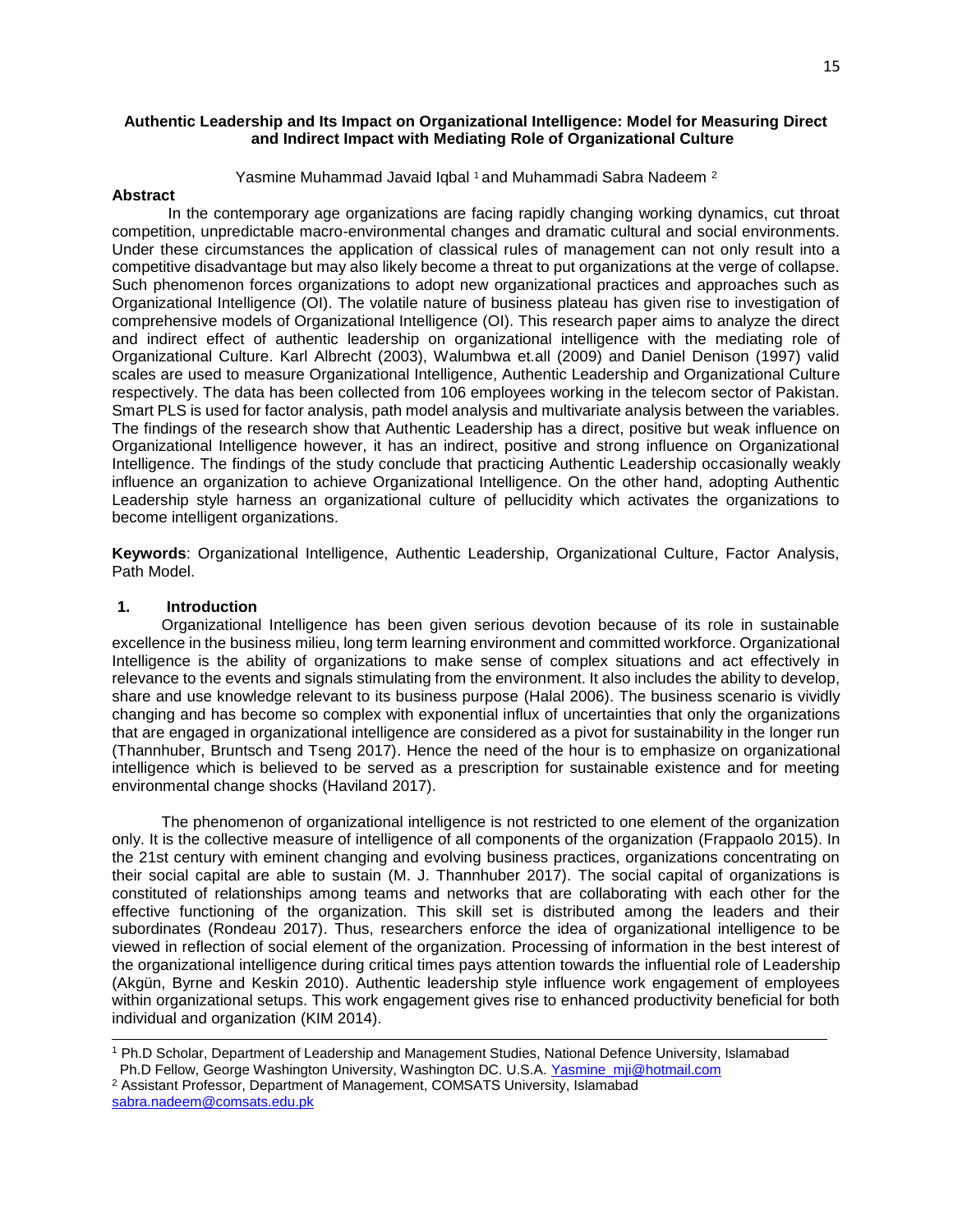# Authentic Leadership and Its Impact on Organizational Intelligence: Model for Measuring Direct and Indirect Impact with Mediating Role of Organizational Culture

Yasmine Muhammad Javaid Iqbal [1] and Muhammadi Sabra Nadeem [2]

## Abstract

In the contemporary age organizations are facing rapidly changing working dynamics, cut throat competition, unpredictable macro-environmental changes and dramatic cultural and social environments. Under these circumstances the application of classical rules of management can not only result into a competitive disadvantage but may also likely become a threat to put organizations at the verge of collapse. Such phenomenon forces organizations to adopt new organizational practices and approaches such as Organizational Intelligence (OI). The volatile nature of business plateau has given rise to investigation of comprehensive models of Organizational Intelligence (OI). This research paper aims to analyze the direct and indirect effect of authentic leadership on organizational intelligence with the mediating role of Organizational Culture. Karl Albrecht (2003), Walumbwa et.all (2009) and Daniel Denison (1997) valid scales are used to measure Organizational Intelligence, Authentic Leadership and Organizational Culture respectively. The data has been collected from 106 employees working in the telecom sector of Pakistan. Smart PLS is used for factor analysis, path model analysis and multivariate analysis between the variables. The findings of the research show that Authentic Leadership has a direct, positive but weak influence on Organizational Intelligence however, it has an indirect, positive and strong influence on Organizational Intelligence. The findings of the study conclude that practicing Authentic Leadership occasionally weakly influence an organization to achieve Organizational Intelligence. On the other hand, adopting Authentic Leadership style harness an organizational culture of pellucidity which activates the organizations to become intelligent organizations.

**Keywords**: Organizational Intelligence, Authentic Leadership, Organizational Culture, Factor Analysis, Path Model.

## 1. Introduction

Organizational Intelligence has been given serious devotion because of its role in sustainable excellence in the business milieu, long term learning environment and committed workforce. Organizational Intelligence is the ability of organizations to make sense of complex situations and act effectively in relevance to the events and signals stimulating from the environment. It also includes the ability to develop, share and use knowledge relevant to its business purpose (Halal 2006). The business scenario is vividly changing and has become so complex with exponential influx of uncertainties that only the organizations that are engaged in organizational intelligence are considered as a pivot for sustainability in the longer run (Thannhuber, Bruntsch and Tseng 2017). Hence the need of the hour is to emphasize on organizational intelligence which is believed to be served as a prescription for sustainable existence and for meeting environmental change shocks (Haviland 2017).

The phenomenon of organizational intelligence is not restricted to one element of the organization only. It is the collective measure of intelligence of all components of the organization (Frappaolo 2015). In the 21st century with eminent changing and evolving business practices, organizations concentrating on their social capital are able to sustain (M. J. Thannhuber 2017). The social capital of organizations is constituted of relationships among teams and networks that are collaborating with each other for the effective functioning of the organization. This skill set is distributed among the leaders and their subordinates (Rondeau 2017). Thus, researchers enforce the idea of organizational intelligence to be viewed in reflection of social element of the organization. Processing of information in the best interest of the organizational intelligence during critical times pays attention towards the influential role of Leadership (Akgün, Byrne and Keskin 2010). Authentic leadership style influence work engagement of employees within organizational setups. This work engagement gives rise to enhanced productivity beneficial for both individual and organization (KIM 2014).

---

[1] Ph.D Scholar, Department of Leadership and Management Studies, National Defence University, Islamabad Ph.D Fellow, George Washington University, Washington DC. U.S.A. Yasmine_mji@hotmail.com

[2] Assistant Professor, Department of Management, COMSATS University, Islamabad sabra.nadeem@comsats.edu.pk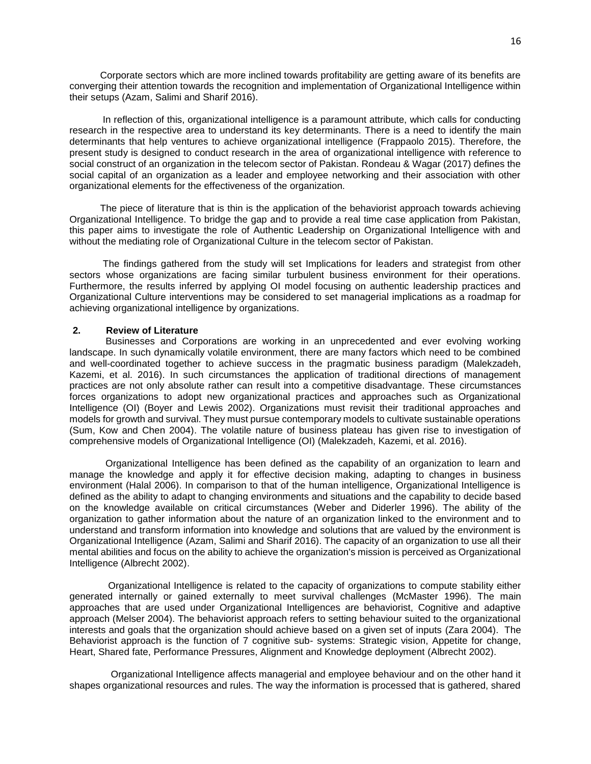Corporate sectors which are more inclined towards profitability are getting aware of its benefits are converging their attention towards the recognition and implementation of Organizational Intelligence within their setups (Azam, Salimi and Sharif 2016).

In reflection of this, organizational intelligence is a paramount attribute, which calls for conducting research in the respective area to understand its key determinants. There is a need to identify the main determinants that help ventures to achieve organizational intelligence (Frappaolo 2015). Therefore, the present study is designed to conduct research in the area of organizational intelligence with reference to social construct of an organization in the telecom sector of Pakistan. Rondeau & Wagar (2017) defines the social capital of an organization as a leader and employee networking and their association with other organizational elements for the effectiveness of the organization.

The piece of literature that is thin is the application of the behaviorist approach towards achieving Organizational Intelligence. To bridge the gap and to provide a real time case application from Pakistan, this paper aims to investigate the role of Authentic Leadership on Organizational Intelligence with and without the mediating role of Organizational Culture in the telecom sector of Pakistan.

The findings gathered from the study will set Implications for leaders and strategist from other sectors whose organizations are facing similar turbulent business environment for their operations. Furthermore, the results inferred by applying OI model focusing on authentic leadership practices and Organizational Culture interventions may be considered to set managerial implications as a roadmap for achieving organizational intelligence by organizations.

## 2. Review of Literature

Businesses and Corporations are working in an unprecedented and ever evolving working landscape. In such dynamically volatile environment, there are many factors which need to be combined and well-coordinated together to achieve success in the pragmatic business paradigm (Malekzadeh, Kazemi, et al. 2016). In such circumstances the application of traditional directions of management practices are not only absolute rather can result into a competitive disadvantage. These circumstances forces organizations to adopt new organizational practices and approaches such as Organizational Intelligence (OI) (Boyer and Lewis 2002). Organizations must revisit their traditional approaches and models for growth and survival. They must pursue contemporary models to cultivate sustainable operations (Sum, Kow and Chen 2004). The volatile nature of business plateau has given rise to investigation of comprehensive models of Organizational Intelligence (OI) (Malekzadeh, Kazemi, et al. 2016).

Organizational Intelligence has been defined as the capability of an organization to learn and manage the knowledge and apply it for effective decision making, adapting to changes in business environment (Halal 2006). In comparison to that of the human intelligence, Organizational Intelligence is defined as the ability to adapt to changing environments and situations and the capability to decide based on the knowledge available on critical circumstances (Weber and Diderler 1996). The ability of the organization to gather information about the nature of an organization linked to the environment and to understand and transform information into knowledge and solutions that are valued by the environment is Organizational Intelligence (Azam, Salimi and Sharif 2016). The capacity of an organization to use all their mental abilities and focus on the ability to achieve the organization's mission is perceived as Organizational Intelligence (Albrecht 2002).

Organizational Intelligence is related to the capacity of organizations to compute stability either generated internally or gained externally to meet survival challenges (McMaster 1996). The main approaches that are used under Organizational Intelligences are behaviorist, Cognitive and adaptive approach (Melser 2004). The behaviorist approach refers to setting behaviour suited to the organizational interests and goals that the organization should achieve based on a given set of inputs (Zara 2004). The Behaviorist approach is the function of 7 cognitive sub- systems: Strategic vision, Appetite for change, Heart, Shared fate, Performance Pressures, Alignment and Knowledge deployment (Albrecht 2002).

Organizational Intelligence affects managerial and employee behaviour and on the other hand it shapes organizational resources and rules. The way the information is processed that is gathered, shared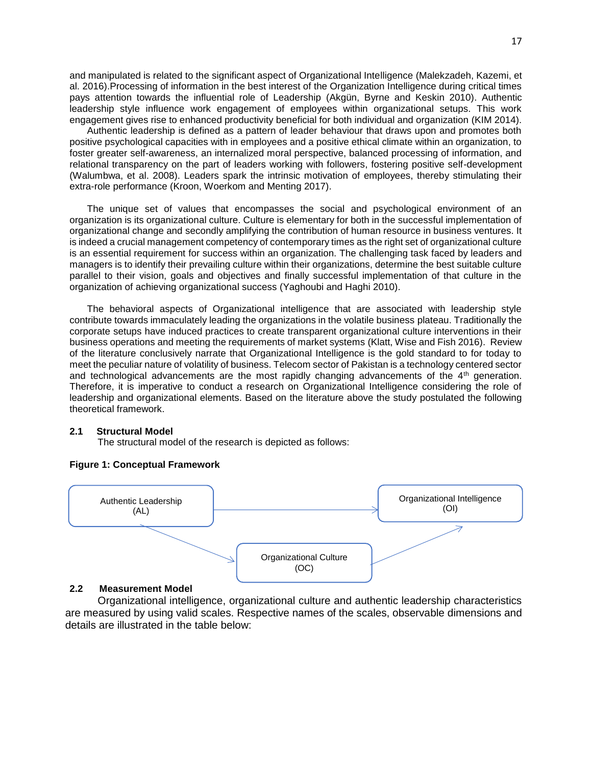and manipulated is related to the significant aspect of Organizational Intelligence (Malekzadeh, Kazemi, et al. 2016).Processing of information in the best interest of the Organization Intelligence during critical times pays attention towards the influential role of Leadership (Akgün, Byrne and Keskin 2010). Authentic leadership style influence work engagement of employees within organizational setups. This work engagement gives rise to enhanced productivity beneficial for both individual and organization (KIM 2014).

Authentic leadership is defined as a pattern of leader behaviour that draws upon and promotes both positive psychological capacities with in employees and a positive ethical climate within an organization, to foster greater self-awareness, an internalized moral perspective, balanced processing of information, and relational transparency on the part of leaders working with followers, fostering positive self-development (Walumbwa, et al. 2008). Leaders spark the intrinsic motivation of employees, thereby stimulating their extra-role performance (Kroon, Woerkom and Menting 2017).

The unique set of values that encompasses the social and psychological environment of an organization is its organizational culture. Culture is elementary for both in the successful implementation of organizational change and secondly amplifying the contribution of human resource in business ventures. It is indeed a crucial management competency of contemporary times as the right set of organizational culture is an essential requirement for success within an organization. The challenging task faced by leaders and managers is to identify their prevailing culture within their organizations, determine the best suitable culture parallel to their vision, goals and objectives and finally successful implementation of that culture in the organization of achieving organizational success (Yaghoubi and Haghi 2010).

The behavioral aspects of Organizational intelligence that are associated with leadership style contribute towards immaculately leading the organizations in the volatile business plateau. Traditionally the corporate setups have induced practices to create transparent organizational culture interventions in their business operations and meeting the requirements of market systems (Klatt, Wise and Fish 2016). Review of the literature conclusively narrate that Organizational Intelligence is the gold standard to for today to meet the peculiar nature of volatility of business. Telecom sector of Pakistan is a technology centered sector and technological advancements are the most rapidly changing advancements of the 4th generation. Therefore, it is imperative to conduct a research on Organizational Intelligence considering the role of leadership and organizational elements. Based on the literature above the study postulated the following theoretical framework.

### 2.1 Structural Model

The structural model of the research is depicted as follows:

**Figure 1: Conceptual Framework**

Authentic Leadership (AL) → Organizational Intelligence (OI)

Authentic Leadership (AL) → Organizational Culture (OC) → Organizational Intelligence (OI)

### 2.2 Measurement Model

Organizational intelligence, organizational culture and authentic leadership characteristics are measured by using valid scales. Respective names of the scales, observable dimensions and details are illustrated in the table below: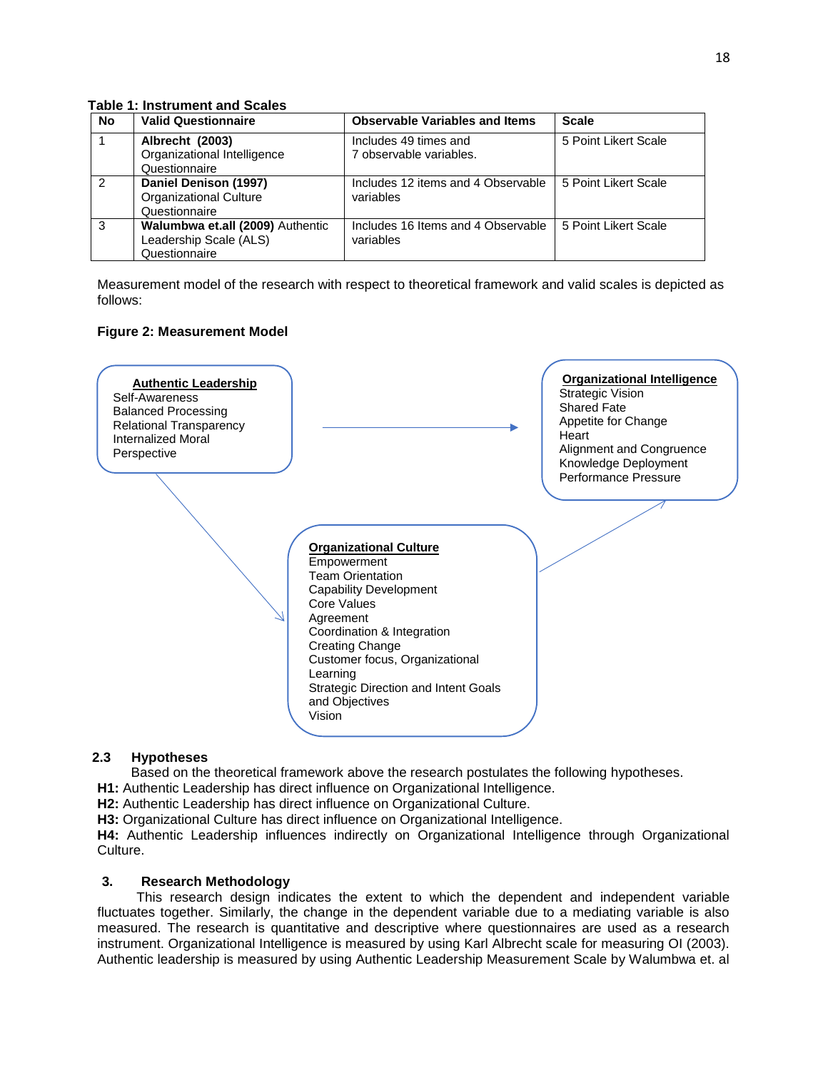**Table 1: Instrument and Scales**

| No | Valid Questionnaire | Observable Variables and Items | Scale |
|---|---|---|---|
| 1 | **Albrecht (2003)** Organizational Intelligence Questionnaire | Includes 49 times and 7 observable variables. | 5 Point Likert Scale |
| 2 | **Daniel Denison (1997)** Organizational Culture Questionnaire | Includes 12 items and 4 Observable variables | 5 Point Likert Scale |
| 3 | **Walumbwa et.all (2009)** Authentic Leadership Scale (ALS) Questionnaire | Includes 16 Items and 4 Observable variables | 5 Point Likert Scale |

Measurement model of the research with respect to theoretical framework and valid scales is depicted as follows:

**Figure 2: Measurement Model**

**Authentic Leadership**
Self-Awareness
Balanced Processing
Relational Transparency
Internalized Moral Perspective

**Organizational Intelligence**
Strategic Vision
Shared Fate
Appetite for Change
Heart
Alignment and Congruence
Knowledge Deployment
Performance Pressure

**Organizational Culture**
Empowerment
Team Orientation
Capability Development
Core Values
Agreement
Coordination & Integration
Creating Change
Customer focus, Organizational Learning
Strategic Direction and Intent Goals and Objectives
Vision

## 2.3 Hypotheses

Based on the theoretical framework above the research postulates the following hypotheses.

**H1:** Authentic Leadership has direct influence on Organizational Intelligence.
**H2:** Authentic Leadership has direct influence on Organizational Culture.
**H3:** Organizational Culture has direct influence on Organizational Intelligence.
**H4:** Authentic Leadership influences indirectly on Organizational Intelligence through Organizational Culture.

## 3. Research Methodology

This research design indicates the extent to which the dependent and independent variable fluctuates together. Similarly, the change in the dependent variable due to a mediating variable is also measured. The research is quantitative and descriptive where questionnaires are used as a research instrument. Organizational Intelligence is measured by using Karl Albrecht scale for measuring OI (2003). Authentic leadership is measured by using Authentic Leadership Measurement Scale by Walumbwa et. al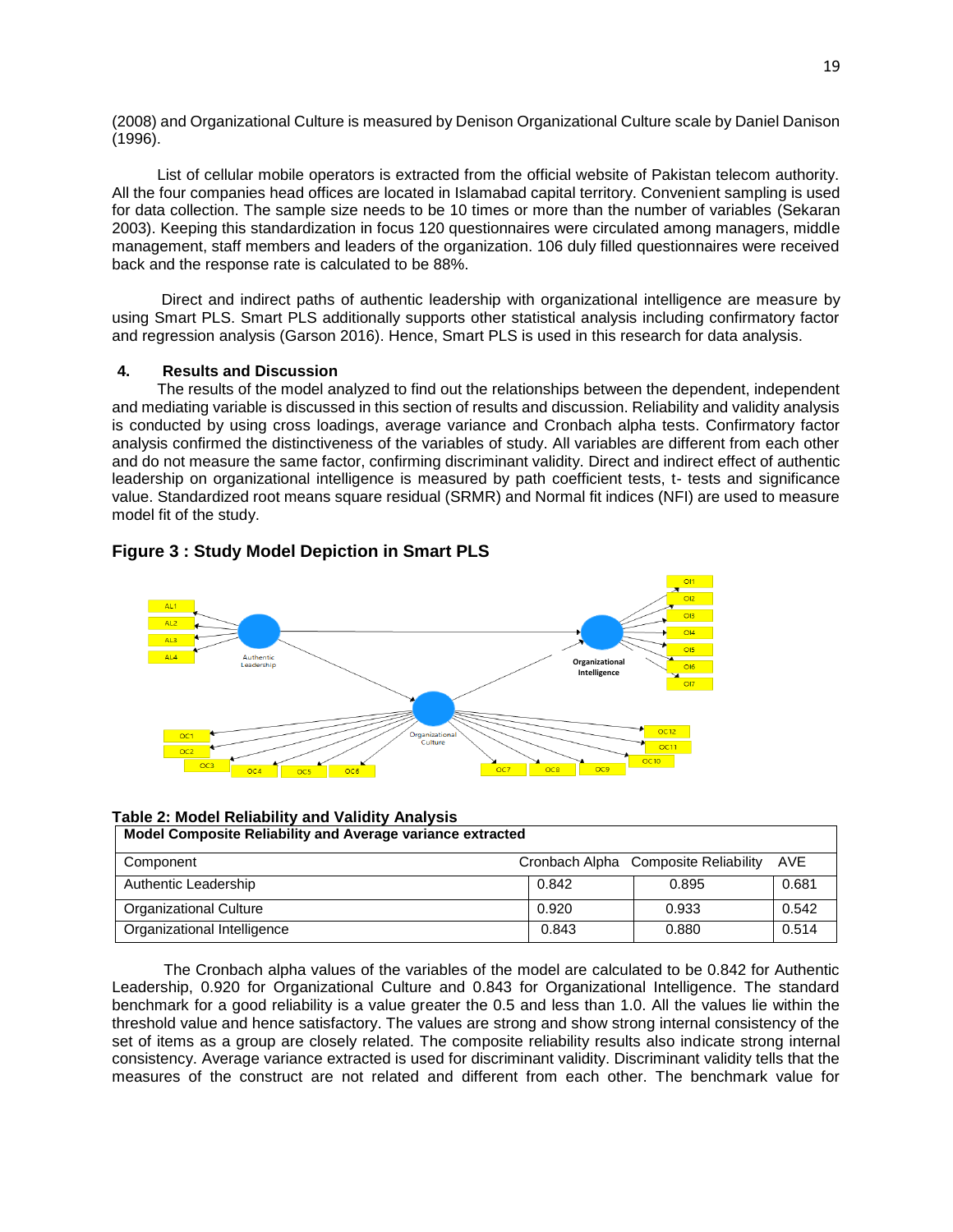(2008) and Organizational Culture is measured by Denison Organizational Culture scale by Daniel Danison (1996).

List of cellular mobile operators is extracted from the official website of Pakistan telecom authority. All the four companies head offices are located in Islamabad capital territory. Convenient sampling is used for data collection. The sample size needs to be 10 times or more than the number of variables (Sekaran 2003). Keeping this standardization in focus 120 questionnaires were circulated among managers, middle management, staff members and leaders of the organization. 106 duly filled questionnaires were received back and the response rate is calculated to be 88%.

Direct and indirect paths of authentic leadership with organizational intelligence are measure by using Smart PLS. Smart PLS additionally supports other statistical analysis including confirmatory factor and regression analysis (Garson 2016). Hence, Smart PLS is used in this research for data analysis.

## 4. Results and Discussion

The results of the model analyzed to find out the relationships between the dependent, independent and mediating variable is discussed in this section of results and discussion. Reliability and validity analysis is conducted by using cross loadings, average variance and Cronbach alpha tests. Confirmatory factor analysis confirmed the distinctiveness of the variables of study. All variables are different from each other and do not measure the same factor, confirming discriminant validity. Direct and indirect effect of authentic leadership on organizational intelligence is measured by path coefficient tests, t- tests and significance value. Standardized root means square residual (SRMR) and Normal fit indices (NFI) are used to measure model fit of the study.

**Figure 3 : Study Model Depiction in Smart PLS**

**Table 2: Model Reliability and Validity Analysis**

| Model Composite Reliability and Average variance extracted | | | |
|---|---|---|---|
| Component | Cronbach Alpha | Composite Reliability | AVE |
| Authentic Leadership | 0.842 | 0.895 | 0.681 |
| Organizational Culture | 0.920 | 0.933 | 0.542 |
| Organizational Intelligence | 0.843 | 0.880 | 0.514 |

The Cronbach alpha values of the variables of the model are calculated to be 0.842 for Authentic Leadership, 0.920 for Organizational Culture and 0.843 for Organizational Intelligence. The standard benchmark for a good reliability is a value greater the 0.5 and less than 1.0. All the values lie within the threshold value and hence satisfactory. The values are strong and show strong internal consistency of the set of items as a group are closely related. The composite reliability results also indicate strong internal consistency. Average variance extracted is used for discriminant validity. Discriminant validity tells that the measures of the construct are not related and different from each other. The benchmark value for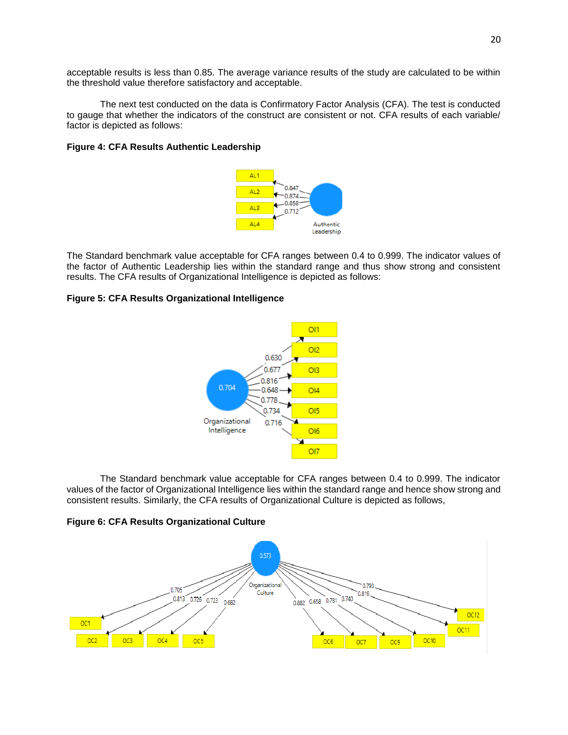acceptable results is less than 0.85. The average variance results of the study are calculated to be within the threshold value therefore satisfactory and acceptable.

The next test conducted on the data is Confirmatory Factor Analysis (CFA). The test is conducted to gauge that whether the indicators of the construct are consistent or not. CFA results of each variable/ factor is depicted as follows:

**Figure 4: CFA Results Authentic Leadership**

The Standard benchmark value acceptable for CFA ranges between 0.4 to 0.999. The indicator values of the factor of Authentic Leadership lies within the standard range and thus show strong and consistent results. The CFA results of Organizational Intelligence is depicted as follows:

**Figure 5: CFA Results Organizational Intelligence**

The Standard benchmark value acceptable for CFA ranges between 0.4 to 0.999. The indicator values of the factor of Organizational Intelligence lies within the standard range and hence show strong and consistent results. Similarly, the CFA results of Organizational Culture is depicted as follows,

**Figure 6: CFA Results Organizational Culture**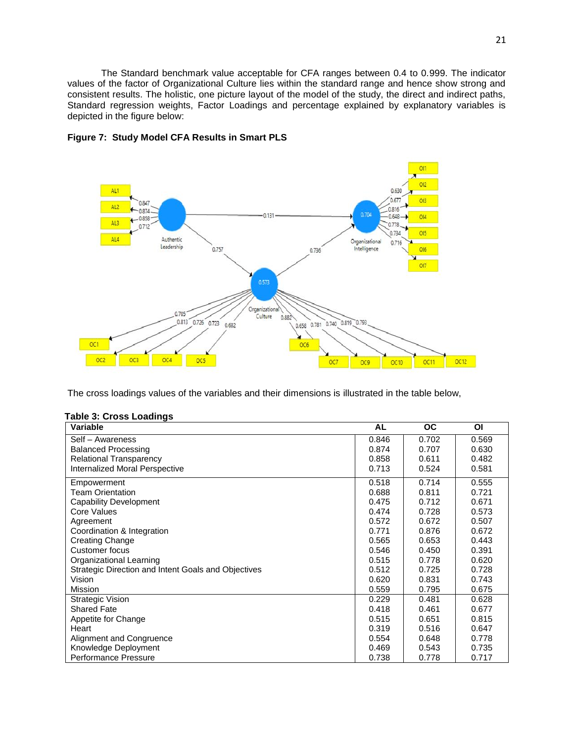The Standard benchmark value acceptable for CFA ranges between 0.4 to 0.999. The indicator values of the factor of Organizational Culture lies within the standard range and hence show strong and consistent results. The holistic, one picture layout of the model of the study, the direct and indirect paths, Standard regression weights, Factor Loadings and percentage explained by explanatory variables is depicted in the figure below:

**Figure 7: Study Model CFA Results in Smart PLS**

The cross loadings values of the variables and their dimensions is illustrated in the table below,

**Table 3: Cross Loadings**

| Variable | AL | OC | OI |
|---|---|---|---|
| Self – Awareness | 0.846 | 0.702 | 0.569 |
| Balanced Processing | 0.874 | 0.707 | 0.630 |
| Relational Transparency | 0.858 | 0.611 | 0.482 |
| Internalized Moral Perspective | 0.713 | 0.524 | 0.581 |
| Empowerment | 0.518 | 0.714 | 0.555 |
| Team Orientation | 0.688 | 0.811 | 0.721 |
| Capability Development | 0.475 | 0.712 | 0.671 |
| Core Values | 0.474 | 0.728 | 0.573 |
| Agreement | 0.572 | 0.672 | 0.507 |
| Coordination & Integration | 0.771 | 0.876 | 0.672 |
| Creating Change | 0.565 | 0.653 | 0.443 |
| Customer focus | 0.546 | 0.450 | 0.391 |
| Organizational Learning | 0.515 | 0.778 | 0.620 |
| Strategic Direction and Intent Goals and Objectives | 0.512 | 0.725 | 0.728 |
| Vision | 0.620 | 0.831 | 0.743 |
| Mission | 0.559 | 0.795 | 0.675 |
| Strategic Vision | 0.229 | 0.481 | 0.628 |
| Shared Fate | 0.418 | 0.461 | 0.677 |
| Appetite for Change | 0.515 | 0.651 | 0.815 |
| Heart | 0.319 | 0.516 | 0.647 |
| Alignment and Congruence | 0.554 | 0.648 | 0.778 |
| Knowledge Deployment | 0.469 | 0.543 | 0.735 |
| Performance Pressure | 0.738 | 0.778 | 0.717 |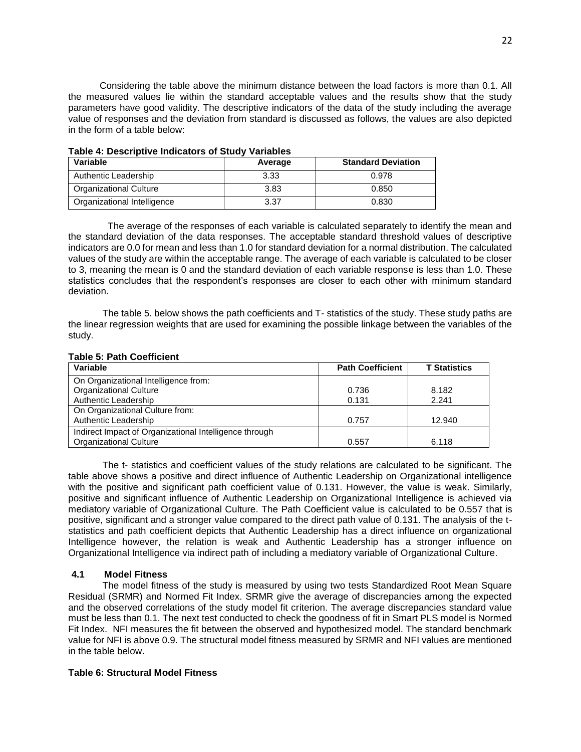Considering the table above the minimum distance between the load factors is more than 0.1. All the measured values lie within the standard acceptable values and the results show that the study parameters have good validity. The descriptive indicators of the data of the study including the average value of responses and the deviation from standard is discussed as follows, the values are also depicted in the form of a table below:

**Table 4: Descriptive Indicators of Study Variables**

| Variable | Average | Standard Deviation |
|---|---|---|
| Authentic Leadership | 3.33 | 0.978 |
| Organizational Culture | 3.83 | 0.850 |
| Organizational Intelligence | 3.37 | 0.830 |

The average of the responses of each variable is calculated separately to identify the mean and the standard deviation of the data responses. The acceptable standard threshold values of descriptive indicators are 0.0 for mean and less than 1.0 for standard deviation for a normal distribution. The calculated values of the study are within the acceptable range. The average of each variable is calculated to be closer to 3, meaning the mean is 0 and the standard deviation of each variable response is less than 1.0. These statistics concludes that the respondent's responses are closer to each other with minimum standard deviation.

The table 5. below shows the path coefficients and T- statistics of the study. These study paths are the linear regression weights that are used for examining the possible linkage between the variables of the study.

**Table 5: Path Coefficient**

| Variable | Path Coefficient | T Statistics |
|---|---|---|
| On Organizational Intelligence from: | | |
| Organizational Culture | 0.736 | 8.182 |
| Authentic Leadership | 0.131 | 2.241 |
| On Organizational Culture from: | | |
| Authentic Leadership | 0.757 | 12.940 |
| Indirect Impact of Organizational Intelligence through | | |
| Organizational Culture | 0.557 | 6.118 |

The t- statistics and coefficient values of the study relations are calculated to be significant. The table above shows a positive and direct influence of Authentic Leadership on Organizational intelligence with the positive and significant path coefficient value of 0.131. However, the value is weak. Similarly, positive and significant influence of Authentic Leadership on Organizational Intelligence is achieved via mediatory variable of Organizational Culture. The Path Coefficient value is calculated to be 0.557 that is positive, significant and a stronger value compared to the direct path value of 0.131. The analysis of the t-statistics and path coefficient depicts that Authentic Leadership has a direct influence on organizational Intelligence however, the relation is weak and Authentic Leadership has a stronger influence on Organizational Intelligence via indirect path of including a mediatory variable of Organizational Culture.

### 4.1 Model Fitness

The model fitness of the study is measured by using two tests Standardized Root Mean Square Residual (SRMR) and Normed Fit Index. SRMR give the average of discrepancies among the expected and the observed correlations of the study model fit criterion. The average discrepancies standard value must be less than 0.1. The next test conducted to check the goodness of fit in Smart PLS model is Normed Fit Index. NFI measures the fit between the observed and hypothesized model. The standard benchmark value for NFI is above 0.9. The structural model fitness measured by SRMR and NFI values are mentioned in the table below.

**Table 6: Structural Model Fitness**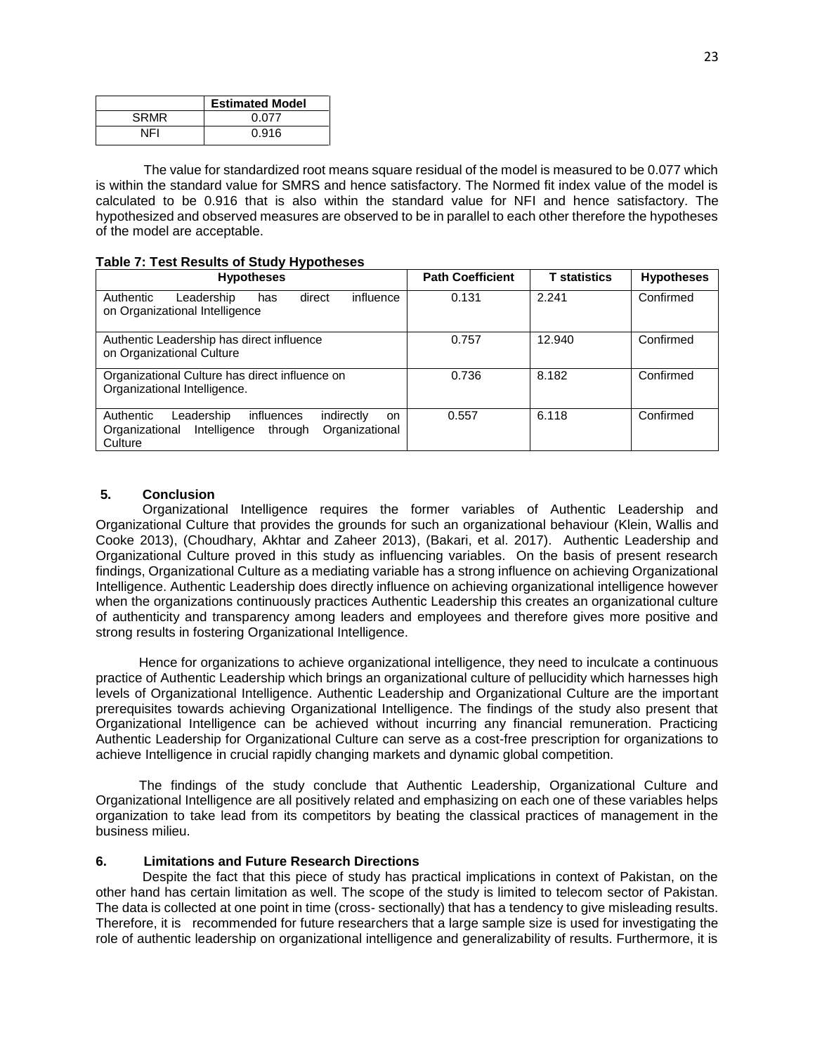| | Estimated Model |
|---|---|
| SRMR | 0.077 |
| NFI | 0.916 |

The value for standardized root means square residual of the model is measured to be 0.077 which is within the standard value for SMRS and hence satisfactory. The Normed fit index value of the model is calculated to be 0.916 that is also within the standard value for NFI and hence satisfactory. The hypothesized and observed measures are observed to be in parallel to each other therefore the hypotheses of the model are acceptable.

**Table 7: Test Results of Study Hypotheses**

| Hypotheses | Path Coefficient | T statistics | Hypotheses |
|---|---|---|---|
| Authentic Leadership has direct influence on Organizational Intelligence | 0.131 | 2.241 | Confirmed |
| Authentic Leadership has direct influence on Organizational Culture | 0.757 | 12.940 | Confirmed |
| Organizational Culture has direct influence on Organizational Intelligence. | 0.736 | 8.182 | Confirmed |
| Authentic Leadership influences indirectly on Organizational Intelligence through Organizational Culture | 0.557 | 6.118 | Confirmed |

## 5. Conclusion

Organizational Intelligence requires the former variables of Authentic Leadership and Organizational Culture that provides the grounds for such an organizational behaviour (Klein, Wallis and Cooke 2013), (Choudhary, Akhtar and Zaheer 2013), (Bakari, et al. 2017). Authentic Leadership and Organizational Culture proved in this study as influencing variables. On the basis of present research findings, Organizational Culture as a mediating variable has a strong influence on achieving Organizational Intelligence. Authentic Leadership does directly influence on achieving organizational intelligence however when the organizations continuously practices Authentic Leadership this creates an organizational culture of authenticity and transparency among leaders and employees and therefore gives more positive and strong results in fostering Organizational Intelligence.

Hence for organizations to achieve organizational intelligence, they need to inculcate a continuous practice of Authentic Leadership which brings an organizational culture of pellucidity which harnesses high levels of Organizational Intelligence. Authentic Leadership and Organizational Culture are the important prerequisites towards achieving Organizational Intelligence. The findings of the study also present that Organizational Intelligence can be achieved without incurring any financial remuneration. Practicing Authentic Leadership for Organizational Culture can serve as a cost-free prescription for organizations to achieve Intelligence in crucial rapidly changing markets and dynamic global competition.

The findings of the study conclude that Authentic Leadership, Organizational Culture and Organizational Intelligence are all positively related and emphasizing on each one of these variables helps organization to take lead from its competitors by beating the classical practices of management in the business milieu.

## 6. Limitations and Future Research Directions

Despite the fact that this piece of study has practical implications in context of Pakistan, on the other hand has certain limitation as well. The scope of the study is limited to telecom sector of Pakistan. The data is collected at one point in time (cross- sectionally) that has a tendency to give misleading results. Therefore, it is recommended for future researchers that a large sample size is used for investigating the role of authentic leadership on organizational intelligence and generalizability of results. Furthermore, it is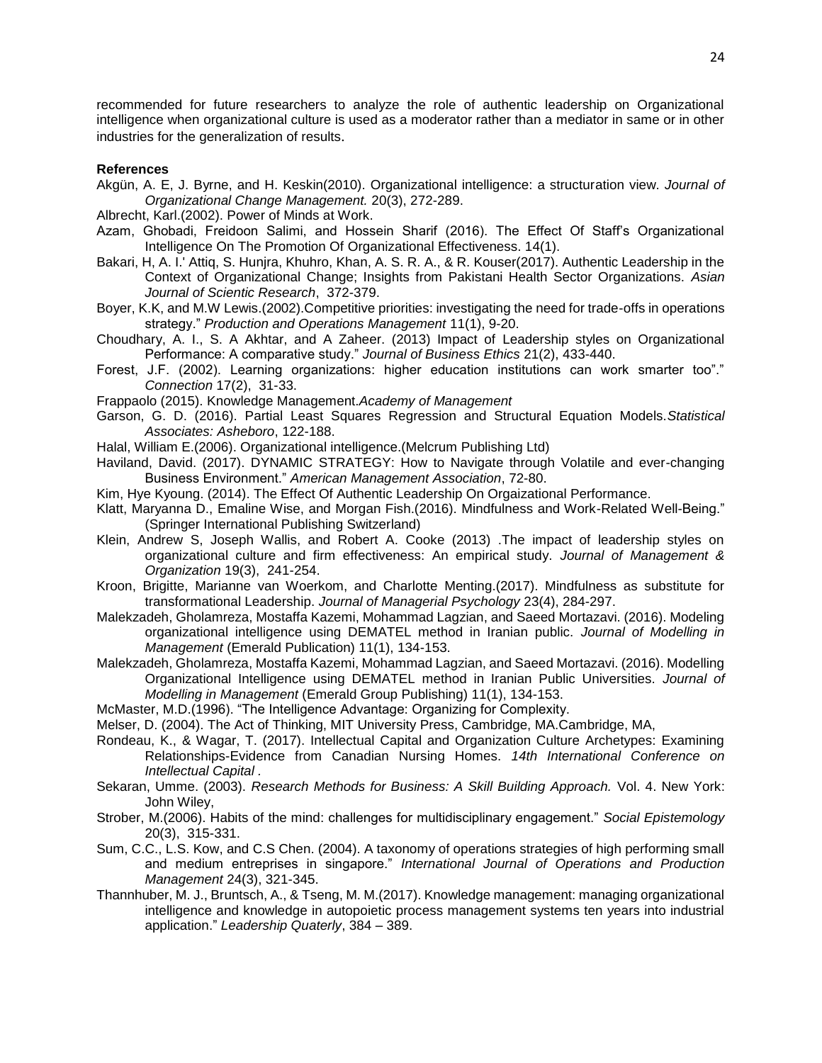recommended for future researchers to analyze the role of authentic leadership on Organizational intelligence when organizational culture is used as a moderator rather than a mediator in same or in other industries for the generalization of results.

**References**

Akgün, A. E, J. Byrne, and H. Keskin(2010). Organizational intelligence: a structuration view. *Journal of Organizational Change Management.* 20(3), 272-289.

Albrecht, Karl.(2002). Power of Minds at Work.

Azam, Ghobadi, Freidoon Salimi, and Hossein Sharif (2016). The Effect Of Staff's Organizational Intelligence On The Promotion Of Organizational Effectiveness. 14(1).

Bakari, H, A. I.' Attiq, S. Hunjra, Khuhro, Khan, A. S. R. A., & R. Kouser(2017). Authentic Leadership in the Context of Organizational Change; Insights from Pakistani Health Sector Organizations. *Asian Journal of Scientic Research*, 372-379.

Boyer, K.K, and M.W Lewis.(2002).Competitive priorities: investigating the need for trade-offs in operations strategy." *Production and Operations Management* 11(1), 9-20.

Choudhary, A. I., S. A Akhtar, and A Zaheer. (2013) Impact of Leadership styles on Organizational Performance: A comparative study." *Journal of Business Ethics* 21(2), 433-440.

Forest, J.F. (2002). Learning organizations: higher education institutions can work smarter too"." *Connection* 17(2), 31-33.

Frappaolo (2015). Knowledge Management.*Academy of Management*

Garson, G. D. (2016). Partial Least Squares Regression and Structural Equation Models.*Statistical Associates: Asheboro*, 122-188.

Halal, William E.(2006). Organizational intelligence.(Melcrum Publishing Ltd)

Haviland, David. (2017). DYNAMIC STRATEGY: How to Navigate through Volatile and ever-changing Business Environment." *American Management Association*, 72-80.

Kim, Hye Kyoung. (2014). The Effect Of Authentic Leadership On Orgaizational Performance.

Klatt, Maryanna D., Emaline Wise, and Morgan Fish.(2016). Mindfulness and Work-Related Well-Being." (Springer International Publishing Switzerland)

Klein, Andrew S, Joseph Wallis, and Robert A. Cooke (2013) .The impact of leadership styles on organizational culture and firm effectiveness: An empirical study. *Journal of Management & Organization* 19(3), 241-254.

Kroon, Brigitte, Marianne van Woerkom, and Charlotte Menting.(2017). Mindfulness as substitute for transformational Leadership. *Journal of Managerial Psychology* 23(4), 284-297.

Malekzadeh, Gholamreza, Mostaffa Kazemi, Mohammad Lagzian, and Saeed Mortazavi. (2016). Modeling organizational intelligence using DEMATEL method in Iranian public. *Journal of Modelling in Management* (Emerald Publication) 11(1), 134-153.

Malekzadeh, Gholamreza, Mostaffa Kazemi, Mohammad Lagzian, and Saeed Mortazavi. (2016). Modelling Organizational Intelligence using DEMATEL method in Iranian Public Universities. *Journal of Modelling in Management* (Emerald Group Publishing) 11(1), 134-153.

McMaster, M.D.(1996). "The Intelligence Advantage: Organizing for Complexity.

Melser, D. (2004). The Act of Thinking, MIT University Press, Cambridge, MA.Cambridge, MA,

Rondeau, K., & Wagar, T. (2017). Intellectual Capital and Organization Culture Archetypes: Examining Relationships-Evidence from Canadian Nursing Homes. *14th International Conference on Intellectual Capital* .

Sekaran, Umme. (2003). *Research Methods for Business: A Skill Building Approach.* Vol. 4. New York: John Wiley,

Strober, M.(2006). Habits of the mind: challenges for multidisciplinary engagement." *Social Epistemology* 20(3), 315-331.

Sum, C.C., L.S. Kow, and C.S Chen. (2004). A taxonomy of operations strategies of high performing small and medium entreprises in singapore." *International Journal of Operations and Production Management* 24(3), 321-345.

Thannhuber, M. J., Bruntsch, A., & Tseng, M. M.(2017). Knowledge management: managing organizational intelligence and knowledge in autopoietic process management systems ten years into industrial application." *Leadership Quaterly*, 384 – 389.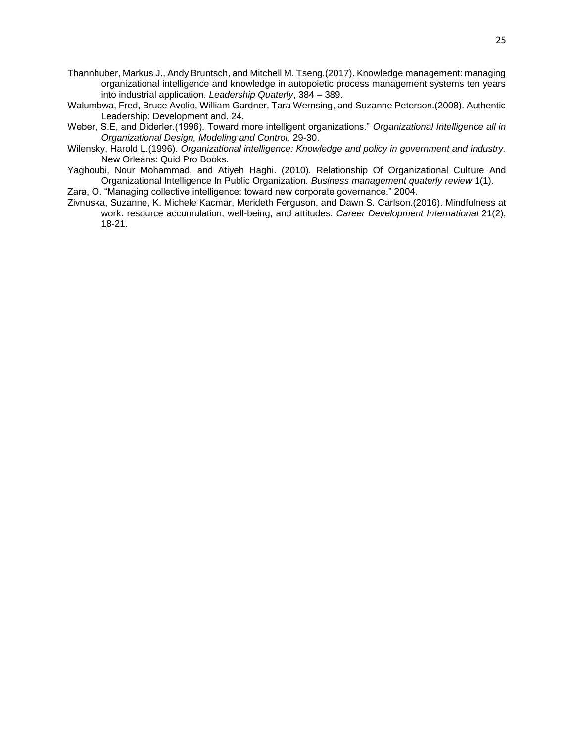Thannhuber, Markus J., Andy Bruntsch, and Mitchell M. Tseng.(2017). Knowledge management: managing organizational intelligence and knowledge in autopoietic process management systems ten years into industrial application. *Leadership Quaterly*, 384 – 389.

Walumbwa, Fred, Bruce Avolio, William Gardner, Tara Wernsing, and Suzanne Peterson.(2008). Authentic Leadership: Development and. 24.

Weber, S.E, and Diderler.(1996). Toward more intelligent organizations." *Organizational Intelligence all in Organizational Design, Modeling and Control.* 29-30.

Wilensky, Harold L.(1996). *Organizational intelligence: Knowledge and policy in government and industry.* New Orleans: Quid Pro Books.

Yaghoubi, Nour Mohammad, and Atiyeh Haghi. (2010). Relationship Of Organizational Culture And Organizational Intelligence In Public Organization. *Business management quaterly review* 1(1).

Zara, O. "Managing collective intelligence: toward new corporate governance." 2004.

Zivnuska, Suzanne, K. Michele Kacmar, Merideth Ferguson, and Dawn S. Carlson.(2016). Mindfulness at work: resource accumulation, well-being, and attitudes. *Career Development International* 21(2), 18-21.